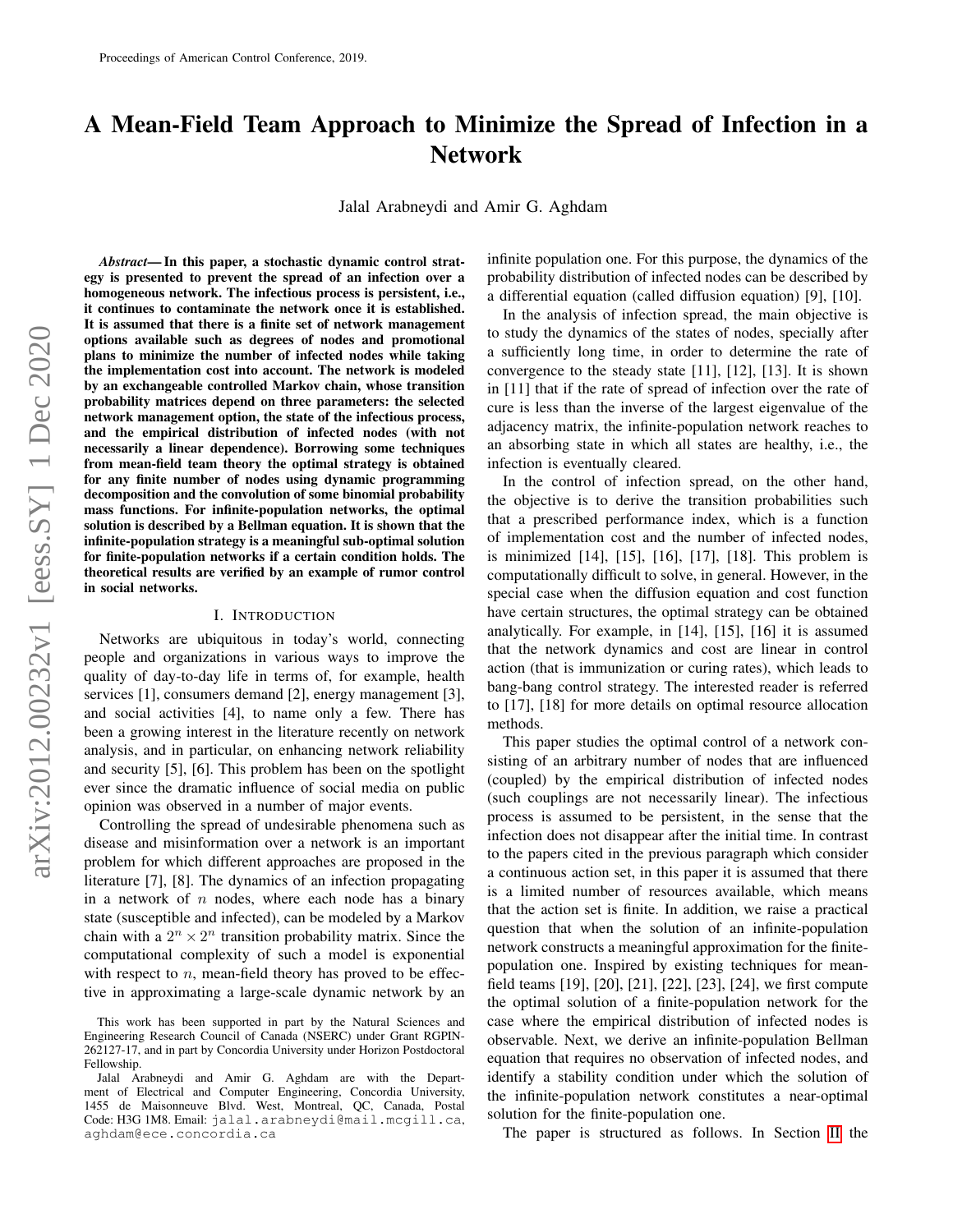# A Mean-Field Team Approach to Minimize the Spread of Infection in a Network

Jalal Arabneydi and Amir G. Aghdam

***Abstract*— In this paper, a stochastic dynamic control strategy is presented to prevent the spread of an infection over a homogeneous network. The infectious process is persistent, i.e., it continues to contaminate the network once it is established. It is assumed that there is a finite set of network management options available such as degrees of nodes and promotional plans to minimize the number of infected nodes while taking the implementation cost into account. The network is modeled by an exchangeable controlled Markov chain, whose transition probability matrices depend on three parameters: the selected network management option, the state of the infectious process, and the empirical distribution of infected nodes (with not necessarily a linear dependence). Borrowing some techniques from mean-field team theory the optimal strategy is obtained for any finite number of nodes using dynamic programming decomposition and the convolution of some binomial probability mass functions. For infinite-population networks, the optimal solution is described by a Bellman equation. It is shown that the infinite-population strategy is a meaningful sub-optimal solution for finite-population networks if a certain condition holds. The theoretical results are verified by an example of rumor control in social networks.**

## I. Introduction

Networks are ubiquitous in today's world, connecting people and organizations in various ways to improve the quality of day-to-day life in terms of, for example, health services [1], consumers demand [2], energy management [3], and social activities [4], to name only a few. There has been a growing interest in the literature recently on network analysis, and in particular, on enhancing network reliability and security [5], [6]. This problem has been on the spotlight ever since the dramatic influence of social media on public opinion was observed in a number of major events.

Controlling the spread of undesirable phenomena such as disease and misinformation over a network is an important problem for which different approaches are proposed in the literature [7], [8]. The dynamics of an infection propagating in a network of $n$ nodes, where each node has a binary state (susceptible and infected), can be modeled by a Markov chain with a $2^n \times 2^n$ transition probability matrix. Since the computational complexity of such a model is exponential with respect to $n$, mean-field theory has proved to be effective in approximating a large-scale dynamic network by an infinite population one. For this purpose, the dynamics of the probability distribution of infected nodes can be described by a differential equation (called diffusion equation) [9], [10].

In the analysis of infection spread, the main objective is to study the dynamics of the states of nodes, specially after a sufficiently long time, in order to determine the rate of convergence to the steady state [11], [12], [13]. It is shown in [11] that if the rate of spread of infection over the rate of cure is less than the inverse of the largest eigenvalue of the adjacency matrix, the infinite-population network reaches to an absorbing state in which all states are healthy, i.e., the infection is eventually cleared.

In the control of infection spread, on the other hand, the objective is to derive the transition probabilities such that a prescribed performance index, which is a function of implementation cost and the number of infected nodes, is minimized [14], [15], [16], [17], [18]. This problem is computationally difficult to solve, in general. However, in the special case when the diffusion equation and cost function have certain structures, the optimal strategy can be obtained analytically. For example, in [14], [15], [16] it is assumed that the network dynamics and cost are linear in control action (that is immunization or curing rates), which leads to bang-bang control strategy. The interested reader is referred to [17], [18] for more details on optimal resource allocation methods.

This paper studies the optimal control of a network consisting of an arbitrary number of nodes that are influenced (coupled) by the empirical distribution of infected nodes (such couplings are not necessarily linear). The infectious process is assumed to be persistent, in the sense that the infection does not disappear after the initial time. In contrast to the papers cited in the previous paragraph which consider a continuous action set, in this paper it is assumed that there is a limited number of resources available, which means that the action set is finite. In addition, we raise a practical question that when the solution of an infinite-population network constructs a meaningful approximation for the finite-population one. Inspired by existing techniques for mean-field teams [19], [20], [21], [22], [23], [24], we first compute the optimal solution of a finite-population network for the case where the empirical distribution of infected nodes is observable. Next, we derive an infinite-population Bellman equation that requires no observation of infected nodes, and identify a stability condition under which the solution of the infinite-population network constitutes a near-optimal solution for the finite-population one.

The paper is structured as follows. In Section II the

---

This work has been supported in part by the Natural Sciences and Engineering Research Council of Canada (NSERC) under Grant RGPIN-262127-17, and in part by Concordia University under Horizon Postdoctoral Fellowship.

Jalal Arabneydi and Amir G. Aghdam are with the Department of Electrical and Computer Engineering, Concordia University, 1455 de Maisonneuve Blvd. West, Montreal, QC, Canada, Postal Code: H3G 1M8. Email: jalal.arabneydi@mail.mcgill.ca, aghdam@ece.concordia.ca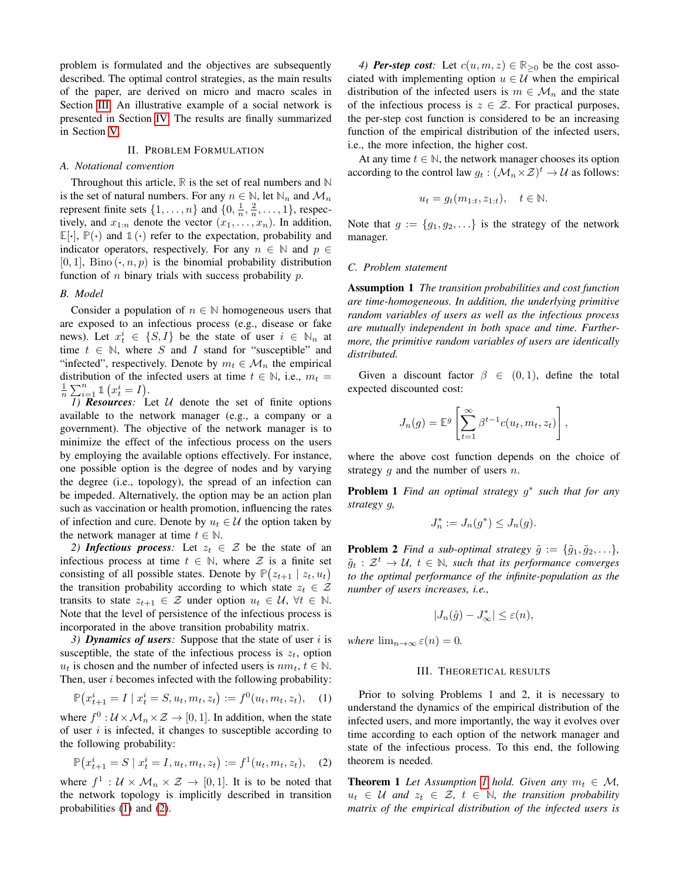problem is formulated and the objectives are subsequently described. The optimal control strategies, as the main results of the paper, are derived on micro and macro scales in Section III. An illustrative example of a social network is presented in Section IV. The results are finally summarized in Section V.

## II. Problem Formulation

### A. Notational convention

Throughout this article, $\mathbb{R}$ is the set of real numbers and $\mathbb{N}$ is the set of natural numbers. For any $n \in \mathbb{N}$, let $\mathbb{N}_n$ and $\mathcal{M}_n$ represent finite sets $\{1, \ldots, n\}$ and $\{0, \frac{1}{n}, \frac{2}{n}, \ldots, 1\}$, respectively, and $x_{1:n}$ denote the vector $(x_1, \ldots, x_n)$. In addition, $\mathbb{E}[\cdot]$, $\mathbb{P}(\cdot)$ and $\mathbb{1}(\cdot)$ refer to the expectation, probability and indicator operators, respectively. For any $n \in \mathbb{N}$ and $p \in [0,1]$, $\text{Bino}(\cdot, n, p)$ is the binomial probability distribution function of $n$ binary trials with success probability $p$.

### B. Model

Consider a population of $n \in \mathbb{N}$ homogeneous users that are exposed to an infectious process (e.g., disease or fake news). Let $x_t^i \in \{S, I\}$ be the state of user $i \in \mathbb{N}_n$ at time $t \in \mathbb{N}$, where $S$ and $I$ stand for "susceptible" and "infected", respectively. Denote by $m_t \in \mathcal{M}_n$ the empirical distribution of the infected users at time $t \in \mathbb{N}$, i.e., $m_t = \frac{1}{n}\sum_{i=1}^{n} \mathbb{1}\left(x_t^i = I\right)$.

*1) **Resources**:* Let $\mathcal{U}$ denote the set of finite options available to the network manager (e.g., a company or a government). The objective of the network manager is to minimize the effect of the infectious process on the users by employing the available options effectively. For instance, one possible option is the degree of nodes and by varying the degree (i.e., topology), the spread of an infection can be impeded. Alternatively, the option may be an action plan such as vaccination or health promotion, influencing the rates of infection and cure. Denote by $u_t \in \mathcal{U}$ the option taken by the network manager at time $t \in \mathbb{N}$.

*2) **Infectious process**:* Let $z_t \in \mathcal{Z}$ be the state of an infectious process at time $t \in \mathbb{N}$, where $\mathcal{Z}$ is a finite set consisting of all possible states. Denote by $\mathbb{P}\big(z_{t+1} \mid z_t, u_t\big)$ the transition probability according to which state $z_t \in \mathcal{Z}$ transits to state $z_{t+1} \in \mathcal{Z}$ under option $u_t \in \mathcal{U}$, $\forall t \in \mathbb{N}$. Note that the level of persistence of the infectious process is incorporated in the above transition probability matrix.

*3) **Dynamics of users**:* Suppose that the state of user $i$ is susceptible, the state of the infectious process is $z_t$, option $u_t$ is chosen and the number of infected users is $nm_t$, $t \in \mathbb{N}$. Then, user $i$ becomes infected with the following probability:

$$\mathbb{P}\big(x_{t+1}^i = I \mid x_t^i = S, u_t, m_t, z_t\big) := f^0(u_t, m_t, z_t), \quad (1)$$

where $f^0 : \mathcal{U} \times \mathcal{M}_n \times \mathcal{Z} \to [0,1]$. In addition, when the state of user $i$ is infected, it changes to susceptible according to the following probability:

$$\mathbb{P}\big(x_{t+1}^i = S \mid x_t^i = I, u_t, m_t, z_t\big) := f^1(u_t, m_t, z_t), \quad (2)$$

where $f^1 : \mathcal{U} \times \mathcal{M}_n \times \mathcal{Z} \to [0,1]$. It is to be noted that the network topology is implicitly described in transition probabilities (1) and (2).

*4) **Per-step cost**:* Let $c(u, m, z) \in \mathbb{R}_{\geq 0}$ be the cost associated with implementing option $u \in \mathcal{U}$ when the empirical distribution of the infected users is $m \in \mathcal{M}_n$ and the state of the infectious process is $z \in \mathcal{Z}$. For practical purposes, the per-step cost function is considered to be an increasing function of the empirical distribution of the infected users, i.e., the more infection, the higher cost.

At any time $t \in \mathbb{N}$, the network manager chooses its option according to the control law $g_t : (\mathcal{M}_n \times \mathcal{Z})^t \to \mathcal{U}$ as follows:

$$u_t = g_t(m_{1:t}, z_{1:t}), \quad t \in \mathbb{N}.$$

Note that $g := \{g_1, g_2, \ldots\}$ is the strategy of the network manager.

### C. Problem statement

**Assumption 1** *The transition probabilities and cost function are time-homogeneous. In addition, the underlying primitive random variables of users as well as the infectious process are mutually independent in both space and time. Furthermore, the primitive random variables of users are identically distributed.*

Given a discount factor $\beta \in (0,1)$, define the total expected discounted cost:

$$J_n(g) = \mathbb{E}^g\left[\sum_{t=1}^{\infty} \beta^{t-1} c(u_t, m_t, z_t)\right],$$

where the above cost function depends on the choice of strategy $g$ and the number of users $n$.

**Problem 1** *Find an optimal strategy $g^*$ such that for any strategy $g$,*

$$J_n^* := J_n(g^*) \leq J_n(g).$$

**Problem 2** *Find a sub-optimal strategy $\tilde{g} := \{\tilde{g}_1, \tilde{g}_2, \ldots\}$, $\tilde{g}_t : \mathcal{Z}^t \to \mathcal{U}$, $t \in \mathbb{N}$, such that its performance converges to the optimal performance of the infinite-population as the number of users increases, i.e.,*

$$|J_n(\hat{g}) - J_\infty^*| \leq \varepsilon(n),$$

*where $\lim_{n \to \infty} \varepsilon(n) = 0$.*

## III. Theoretical results

Prior to solving Problems 1 and 2, it is necessary to understand the dynamics of the empirical distribution of the infected users, and more importantly, the way it evolves over time according to each option of the network manager and state of the infectious process. To this end, the following theorem is needed.

**Theorem 1** *Let Assumption 1 hold. Given any $m_t \in \mathcal{M}$, $u_t \in \mathcal{U}$ and $z_t \in \mathcal{Z}$, $t \in \mathbb{N}$, the transition probability matrix of the empirical distribution of the infected users is*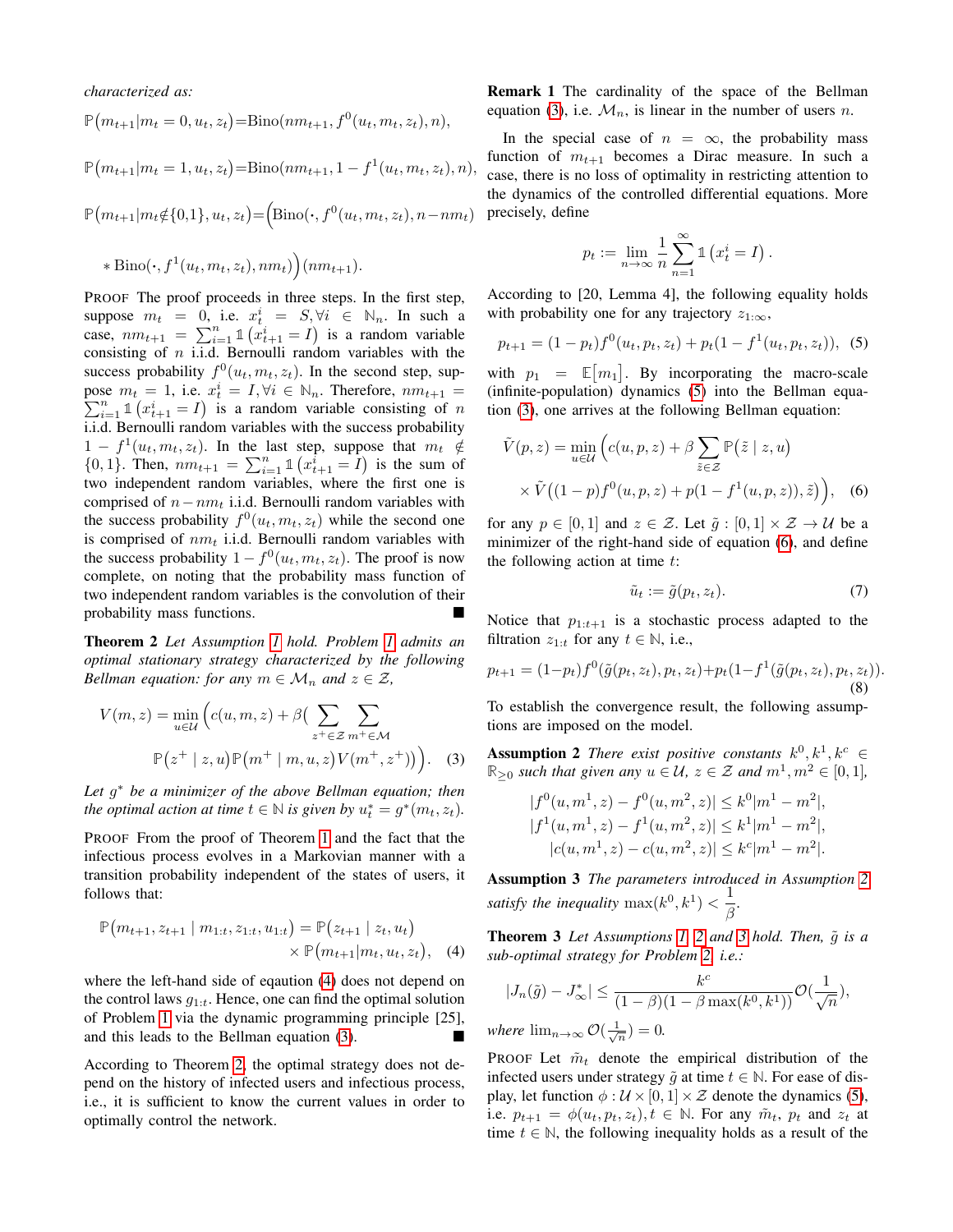characterized as:

$$\mathbb{P}\big(m_{t+1}|m_t=0,u_t,z_t\big)=\text{Bino}(nm_{t+1},f^0(u_t,m_t,z_t),n),$$

$$\mathbb{P}\big(m_{t+1}|m_t=1,u_t,z_t\big)=\text{Bino}(nm_{t+1},1-f^1(u_t,m_t,z_t),n),$$

$$\mathbb{P}\big(m_{t+1}|m_t\notin\{0,1\},u_t,z_t\big)=\Big(\text{Bino}(\cdot,f^0(u_t,m_t,z_t),n-nm_t)$$

$$*\,\text{Bino}(\cdot,f^1(u_t,m_t,z_t),nm_t)\Big)(nm_{t+1}).$$

PROOF The proof proceeds in three steps. In the first step, suppose $m_t=0$, i.e. $x_t^i=S, \forall i \in \mathbb{N}_n$. In such a case, $nm_{t+1}=\sum_{i=1}^n \mathbb{1}\left(x_{t+1}^i=I\right)$ is a random variable consisting of $n$ i.i.d. Bernoulli random variables with the success probability $f^0(u_t,m_t,z_t)$. In the second step, suppose $m_t=1$, i.e. $x_t^i=I, \forall i\in\mathbb{N}_n$. Therefore, $nm_{t+1}=\sum_{i=1}^n \mathbb{1}\left(x_{t+1}^i=I\right)$ is a random variable consisting of $n$ i.i.d. Bernoulli random variables with the success probability $1-f^1(u_t,m_t,z_t)$. In the last step, suppose that $m_t\notin\{0,1\}$. Then, $nm_{t+1}=\sum_{i=1}^n \mathbb{1}\left(x_{t+1}^i=I\right)$ is the sum of two independent random variables, where the first one is comprised of $n-nm_t$ i.i.d. Bernoulli random variables with the success probability $f^0(u_t,m_t,z_t)$ while the second one is comprised of $nm_t$ i.i.d. Bernoulli random variables with the success probability $1-f^0(u_t,m_t,z_t)$. The proof is now complete, on noting that the probability mass function of two independent random variables is the convolution of their probability mass functions. ■

**Theorem 2** *Let Assumption 1 hold. Problem 1 admits an optimal stationary strategy characterized by the following Bellman equation: for any $m\in\mathcal{M}_n$ and $z\in\mathcal{Z}$,*

$$V(m,z)=\min_{u\in\mathcal{U}}\Big(c(u,m,z)+\beta\big(\sum_{z^+\in\mathcal{Z}}\sum_{m^+\in\mathcal{M}}\mathbb{P}\big(z^+\mid z,u\big)\mathbb{P}\big(m^+\mid m,u,z\big)V(m^+,z^+)\big)\Big). \quad (3)$$

*Let $g^*$ be a minimizer of the above Bellman equation; then the optimal action at time $t\in\mathbb{N}$ is given by $u_t^*=g^*(m_t,z_t)$.*

PROOF From the proof of Theorem 1 and the fact that the infectious process evolves in a Markovian manner with a transition probability independent of the states of users, it follows that:

$$\mathbb{P}\big(m_{t+1},z_{t+1}\mid m_{1:t},z_{1:t},u_{1:t}\big)=\mathbb{P}\big(z_{t+1}\mid z_t,u_t\big)\times\mathbb{P}\big(m_{t+1}|m_t,u_t,z_t\big), \quad (4)$$

where the left-hand side of eqaution (4) does not depend on the control laws $g_{1:t}$. Hence, one can find the optimal solution of Problem 1 via the dynamic programming principle [25], and this leads to the Bellman equation (3). ■

According to Theorem 2, the optimal strategy does not depend on the history of infected users and infectious process, i.e., it is sufficient to know the current values in order to optimally control the network.

**Remark 1** The cardinality of the space of the Bellman equation (3), i.e. $\mathcal{M}_n$, is linear in the number of users $n$.

In the special case of $n=\infty$, the probability mass function of $m_{t+1}$ becomes a Dirac measure. In such a case, there is no loss of optimality in restricting attention to the dynamics of the controlled differential equations. More precisely, define

$$p_t:=\lim_{n\to\infty}\frac{1}{n}\sum_{n=1}^{\infty}\mathbb{1}\left(x_t^i=I\right).$$

According to [20, Lemma 4], the following equality holds with probability one for any trajectory $z_{1:\infty}$,

$$p_{t+1}=(1-p_t)f^0(u_t,p_t,z_t)+p_t(1-f^1(u_t,p_t,z_t)), \quad (5)$$

with $p_1=\mathbb{E}\big[m_1\big]$. By incorporating the macro-scale (infinite-population) dynamics (5) into the Bellman equation (3), one arrives at the following Bellman equation:

$$\tilde{V}(p,z)=\min_{u\in\mathcal{U}}\Big(c(u,p,z)+\beta\sum_{\tilde{z}\in\mathcal{Z}}\mathbb{P}\big(\tilde{z}\mid z,u\big)\times\tilde{V}\big((1-p)f^0(u,p,z)+p(1-f^1(u,p,z)),\tilde{z}\big)\Big), \quad (6)$$

for any $p\in[0,1]$ and $z\in\mathcal{Z}$. Let $\tilde{g}:[0,1]\times\mathcal{Z}\to\mathcal{U}$ be a minimizer of the right-hand side of equation (6), and define the following action at time $t$:

$$\tilde{u}_t:=\tilde{g}(p_t,z_t). \quad (7)$$

Notice that $p_{1:t+1}$ is a stochastic process adapted to the filtration $z_{1:t}$ for any $t\in\mathbb{N}$, i.e.,

$$p_{t+1}=(1-p_t)f^0(\tilde{g}(p_t,z_t),p_t,z_t)+p_t(1-f^1(\tilde{g}(p_t,z_t),p_t,z_t)). \quad (8)$$

To establish the convergence result, the following assumptions are imposed on the model.

**Assumption 2** *There exist positive constants $k^0,k^1,k^c\in\mathbb{R}_{\geq 0}$ such that given any $u\in\mathcal{U}$, $z\in\mathcal{Z}$ and $m^1,m^2\in[0,1]$,*

$$|f^0(u,m^1,z)-f^0(u,m^2,z)|\leq k^0|m^1-m^2|,$$
$$|f^1(u,m^1,z)-f^1(u,m^2,z)|\leq k^1|m^1-m^2|,$$
$$|c(u,m^1,z)-c(u,m^2,z)|\leq k^c|m^1-m^2|.$$

**Assumption 3** *The parameters introduced in Assumption 2 satisfy the inequality $\max(k^0,k^1)<\dfrac{1}{\beta}$.*

**Theorem 3** *Let Assumptions 1, 2 and 3 hold. Then, $\tilde{g}$ is a sub-optimal strategy for Problem 2, i.e.:*

$$|J_n(\tilde{g})-J_\infty^*|\leq\frac{k^c}{(1-\beta)(1-\beta\max(k^0,k^1))}\mathcal{O}(\frac{1}{\sqrt{n}}),$$

*where $\lim_{n\to\infty}\mathcal{O}(\frac{1}{\sqrt{n}})=0$.*

PROOF Let $\tilde{m}_t$ denote the empirical distribution of the infected users under strategy $\tilde{g}$ at time $t\in\mathbb{N}$. For ease of display, let function $\phi:\mathcal{U}\times[0,1]\times\mathcal{Z}$ denote the dynamics (5), i.e. $p_{t+1}=\phi(u_t,p_t,z_t), t\in\mathbb{N}$. For any $\tilde{m}_t$, $p_t$ and $z_t$ at time $t\in\mathbb{N}$, the following inequality holds as a result of the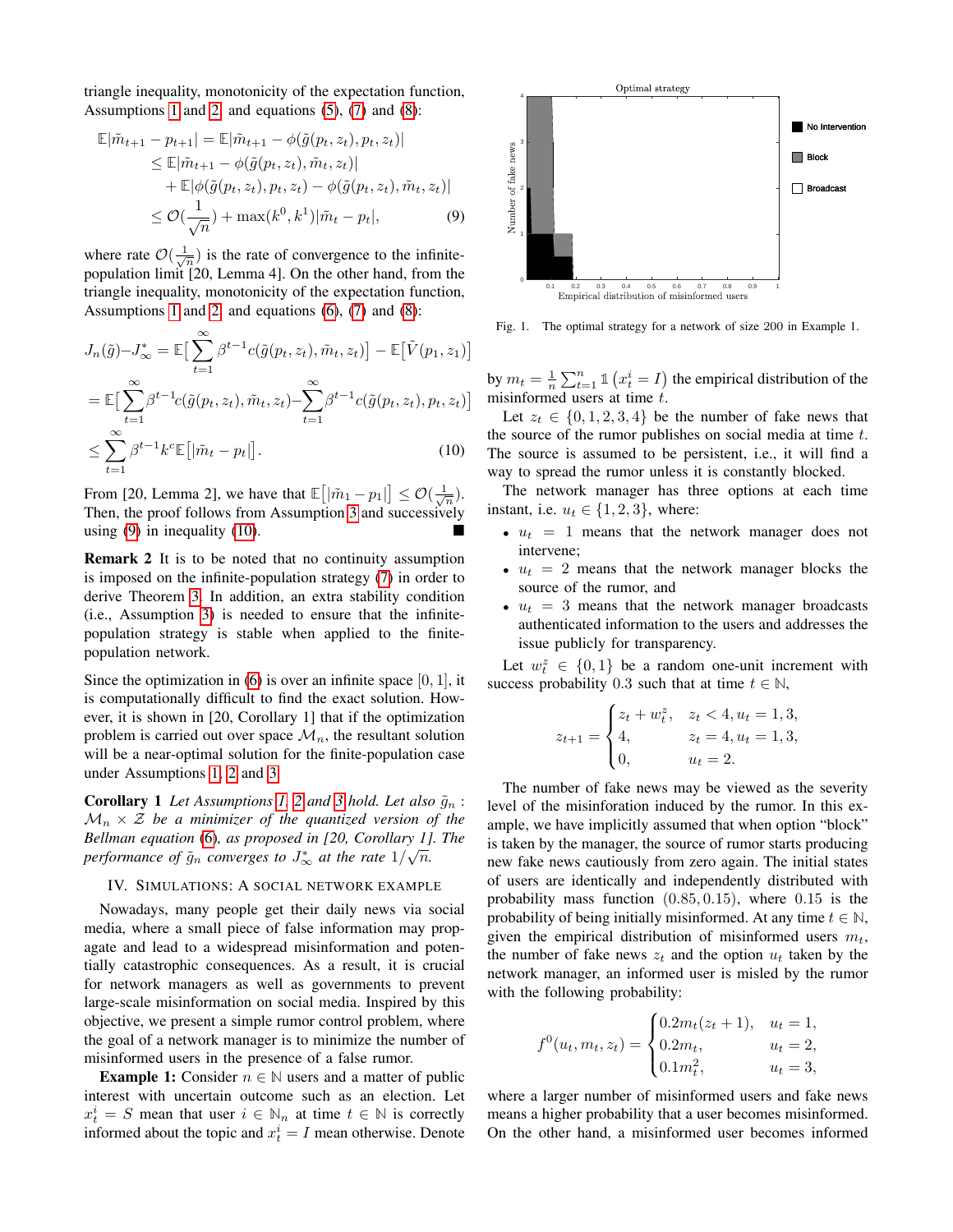triangle inequality, monotonicity of the expectation function, Assumptions 1 and 2, and equations (5), (7) and (8):

$$
\begin{aligned}
\mathbb{E}|\tilde{m}_{t+1} - p_{t+1}| &= \mathbb{E}|\tilde{m}_{t+1} - \phi(\tilde{g}(p_t, z_t), p_t, z_t)| \\
&\leq \mathbb{E}|\tilde{m}_{t+1} - \phi(\tilde{g}(p_t, z_t), \tilde{m}_t, z_t)| \\
&\quad + \mathbb{E}|\phi(\tilde{g}(p_t, z_t), p_t, z_t) - \phi(\tilde{g}(p_t, z_t), \tilde{m}_t, z_t)| \\
&\leq \mathcal{O}(\frac{1}{\sqrt{n}}) + \max(k^0, k^1)|\tilde{m}_t - p_t|, \qquad (9)
\end{aligned}
$$

where rate $\mathcal{O}(\frac{1}{\sqrt{n}})$ is the rate of convergence to the infinite-population limit [20, Lemma 4]. On the other hand, from the triangle inequality, monotonicity of the expectation function, Assumptions 1 and 2, and equations (6), (7) and (8):

$$
\begin{aligned}
J_n(\tilde{g}) - J^*_\infty &= \mathbb{E}\Big[\sum_{t=1}^{\infty} \beta^{t-1} c(\tilde{g}(p_t, z_t), \tilde{m}_t, z_t)\Big] - \mathbb{E}\big[\tilde{V}(p_1, z_1)\big] \\
&= \mathbb{E}\Big[\sum_{t=1}^{\infty} \beta^{t-1} c(\tilde{g}(p_t, z_t), \tilde{m}_t, z_t) - \sum_{t=1}^{\infty} \beta^{t-1} c(\tilde{g}(p_t, z_t), p_t, z_t)\Big] \\
&\leq \sum_{t=1}^{\infty} \beta^{t-1} k^c \mathbb{E}\big[|\tilde{m}_t - p_t|\big]. \qquad (10)
\end{aligned}
$$

From [20, Lemma 2], we have that $\mathbb{E}\big[|\tilde{m}_1 - p_1|\big] \leq \mathcal{O}(\frac{1}{\sqrt{n}})$. Then, the proof follows from Assumption 3 and successively using (9) in inequality (10). ∎

**Remark 2** It is to be noted that no continuity assumption is imposed on the infinite-population strategy (7) in order to derive Theorem 3. In addition, an extra stability condition (i.e., Assumption 3) is needed to ensure that the infinite-population strategy is stable when applied to the finite-population network.

Since the optimization in (6) is over an infinite space $[0, 1]$, it is computationally difficult to find the exact solution. However, it is shown in [20, Corollary 1] that if the optimization problem is carried out over space $\mathcal{M}_n$, the resultant solution will be a near-optimal solution for the finite-population case under Assumptions 1, 2 and 3.

**Corollary 1** *Let Assumptions 1, 2 and 3 hold. Let also $\tilde{g}_n : \mathcal{M}_n \times \mathcal{Z}$ be a minimizer of the quantized version of the Bellman equation (6), as proposed in [20, Corollary 1]. The performance of $\tilde{g}_n$ converges to $J^*_\infty$ at the rate $1/\sqrt{n}$.*

## IV. Simulations: A Social Network Example

Nowadays, many people get their daily news via social media, where a small piece of false information may propagate and lead to a widespread misinformation and potentially catastrophic consequences. As a result, it is crucial for network managers as well as governments to prevent large-scale misinformation on social media. Inspired by this objective, we present a simple rumor control problem, where the goal of a network manager is to minimize the number of misinformed users in the presence of a false rumor.

**Example 1:** Consider $n \in \mathbb{N}$ users and a matter of public interest with uncertain outcome such as an election. Let $x^i_t = S$ mean that user $i \in \mathbb{N}_n$ at time $t \in \mathbb{N}$ is correctly informed about the topic and $x^i_t = I$ mean otherwise. Denote by $m_t = \frac{1}{n}\sum_{t=1}^{n} \mathbb{1}\left(x^i_t = I\right)$ the empirical distribution of the misinformed users at time $t$.

Fig. 1. The optimal strategy for a network of size 200 in Example 1.

Let $z_t \in \{0, 1, 2, 3, 4\}$ be the number of fake news that the source of the rumor publishes on social media at time $t$. The source is assumed to be persistent, i.e., it will find a way to spread the rumor unless it is constantly blocked.

The network manager has three options at each time instant, i.e. $u_t \in \{1, 2, 3\}$, where:

- $u_t = 1$ means that the network manager does not intervene;
- $u_t = 2$ means that the network manager blocks the source of the rumor, and
- $u_t = 3$ means that the network manager broadcasts authenticated information to the users and addresses the issue publicly for transparency.

Let $w^z_t \in \{0, 1\}$ be a random one-unit increment with success probability $0.3$ such that at time $t \in \mathbb{N}$,

$$
z_{t+1} = \begin{cases} z_t + w^z_t, & z_t < 4, u_t = 1, 3, \\ 4, & z_t = 4, u_t = 1, 3, \\ 0, & u_t = 2. \end{cases}
$$

The number of fake news may be viewed as the severity level of the misinforation induced by the rumor. In this example, we have implicitly assumed that when option "block" is taken by the manager, the source of rumor starts producing new fake news cautiously from zero again. The initial states of users are identically and independently distributed with probability mass function $(0.85, 0.15)$, where $0.15$ is the probability of being initially misinformed. At any time $t \in \mathbb{N}$, given the empirical distribution of misinformed users $m_t$, the number of fake news $z_t$ and the option $u_t$ taken by the network manager, an informed user is misled by the rumor with the following probability:

$$
f^0(u_t, m_t, z_t) = \begin{cases} 0.2 m_t (z_t + 1), & u_t = 1, \\ 0.2 m_t, & u_t = 2, \\ 0.1 m_t^2, & u_t = 3, \end{cases}
$$

where a larger number of misinformed users and fake news means a higher probability that a user becomes misinformed. On the other hand, a misinformed user becomes informed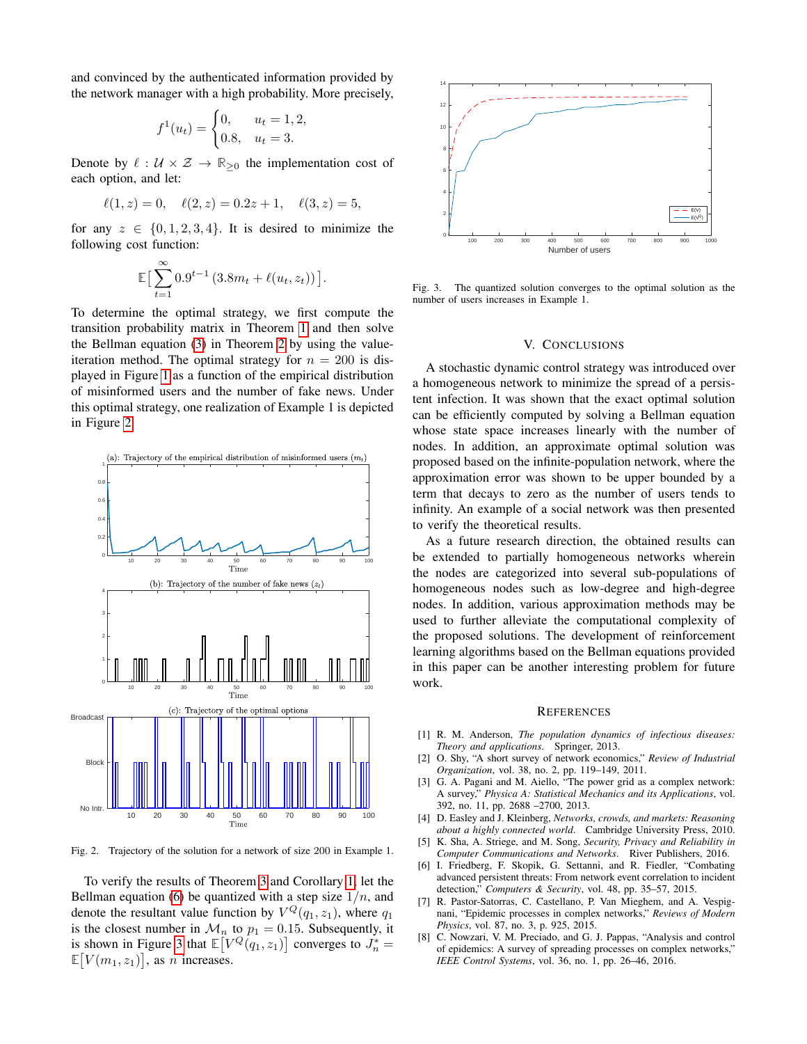and convinced by the authenticated information provided by the network manager with a high probability. More precisely,

$$f^1(u_t) = \begin{cases} 0, & u_t = 1, 2, \\ 0.8, & u_t = 3. \end{cases}$$

Denote by $\ell : \mathcal{U} \times \mathcal{Z} \to \mathbb{R}_{\geq 0}$ the implementation cost of each option, and let:

$$\ell(1, z) = 0, \quad \ell(2, z) = 0.2z + 1, \quad \ell(3, z) = 5,$$

for any $z \in \{0, 1, 2, 3, 4\}$. It is desired to minimize the following cost function:

$$\mathbb{E}\Big[\sum_{t=1}^{\infty} 0.9^{t-1} \left(3.8m_t + \ell(u_t, z_t)\right)\Big].$$

To determine the optimal strategy, we first compute the transition probability matrix in Theorem 1 and then solve the Bellman equation (3) in Theorem 2 by using the value-iteration method. The optimal strategy for $n = 200$ is displayed in Figure 1 as a function of the empirical distribution of misinformed users and the number of fake news. Under this optimal strategy, one realization of Example 1 is depicted in Figure 2.

Fig. 2. Trajectory of the solution for a network of size 200 in Example 1.

To verify the results of Theorem 3 and Corollary 1, let the Bellman equation (6) be quantized with a step size $1/n$, and denote the resultant value function by $V^Q(q_1, z_1)$, where $q_1$ is the closest number in $\mathcal{M}_n$ to $p_1 = 0.15$. Subsequently, it is shown in Figure 3 that $\mathbb{E}\big[V^Q(q_1, z_1)\big]$ converges to $J_n^* = \mathbb{E}\big[V(m_1, z_1)\big]$, as $n$ increases.

Fig. 3. The quantized solution converges to the optimal solution as the number of users increases in Example 1.

## V. Conclusions

A stochastic dynamic control strategy was introduced over a homogeneous network to minimize the spread of a persistent infection. It was shown that the exact optimal solution can be efficiently computed by solving a Bellman equation whose state space increases linearly with the number of nodes. In addition, an approximate optimal solution was proposed based on the infinite-population network, where the approximation error was shown to be upper bounded by a term that decays to zero as the number of users tends to infinity. An example of a social network was then presented to verify the theoretical results.

As a future research direction, the obtained results can be extended to partially homogeneous networks wherein the nodes are categorized into several sub-populations of homogeneous nodes such as low-degree and high-degree nodes. In addition, various approximation methods may be used to further alleviate the computational complexity of the proposed solutions. The development of reinforcement learning algorithms based on the Bellman equations provided in this paper can be another interesting problem for future work.

## References

[1] R. M. Anderson, *The population dynamics of infectious diseases: Theory and applications*. Springer, 2013.

[2] O. Shy, "A short survey of network economics," *Review of Industrial Organization*, vol. 38, no. 2, pp. 119–149, 2011.

[3] G. A. Pagani and M. Aiello, "The power grid as a complex network: A survey," *Physica A: Statistical Mechanics and its Applications*, vol. 392, no. 11, pp. 2688 –2700, 2013.

[4] D. Easley and J. Kleinberg, *Networks, crowds, and markets: Reasoning about a highly connected world*. Cambridge University Press, 2010.

[5] K. Sha, A. Striege, and M. Song, *Security, Privacy and Reliability in Computer Communications and Networks*. River Publishers, 2016.

[6] I. Friedberg, F. Skopik, G. Settanni, and R. Fiedler, "Combating advanced persistent threats: From network event correlation to incident detection," *Computers & Security*, vol. 48, pp. 35–57, 2015.

[7] R. Pastor-Satorras, C. Castellano, P. Van Mieghem, and A. Vespignani, "Epidemic processes in complex networks," *Reviews of Modern Physics*, vol. 87, no. 3, p. 925, 2015.

[8] C. Nowzari, V. M. Preciado, and G. J. Pappas, "Analysis and control of epidemics: A survey of spreading processes on complex networks," *IEEE Control Systems*, vol. 36, no. 1, pp. 26–46, 2016.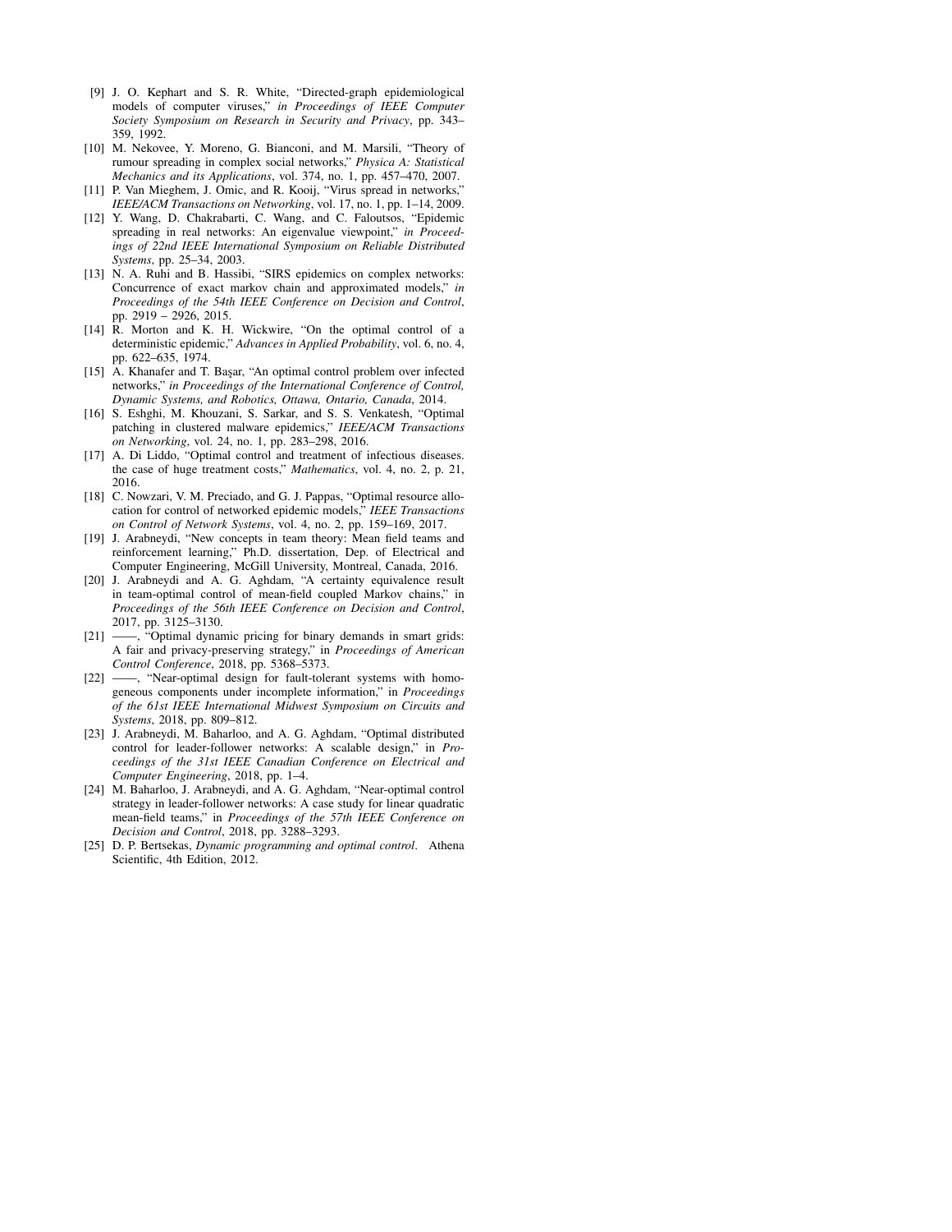[9] J. O. Kephart and S. R. White, "Directed-graph epidemiological models of computer viruses," *in Proceedings of IEEE Computer Society Symposium on Research in Security and Privacy*, pp. 343–359, 1992.

[10] M. Nekovee, Y. Moreno, G. Bianconi, and M. Marsili, "Theory of rumour spreading in complex social networks," *Physica A: Statistical Mechanics and its Applications*, vol. 374, no. 1, pp. 457–470, 2007.

[11] P. Van Mieghem, J. Omic, and R. Kooij, "Virus spread in networks," *IEEE/ACM Transactions on Networking*, vol. 17, no. 1, pp. 1–14, 2009.

[12] Y. Wang, D. Chakrabarti, C. Wang, and C. Faloutsos, "Epidemic spreading in real networks: An eigenvalue viewpoint," *in Proceedings of 22nd IEEE International Symposium on Reliable Distributed Systems*, pp. 25–34, 2003.

[13] N. A. Ruhi and B. Hassibi, "SIRS epidemics on complex networks: Concurrence of exact markov chain and approximated models," *in Proceedings of the 54th IEEE Conference on Decision and Control*, pp. 2919 – 2926, 2015.

[14] R. Morton and K. H. Wickwire, "On the optimal control of a deterministic epidemic," *Advances in Applied Probability*, vol. 6, no. 4, pp. 622–635, 1974.

[15] A. Khanafer and T. Başar, "An optimal control problem over infected networks," *in Proceedings of the International Conference of Control, Dynamic Systems, and Robotics, Ottawa, Ontario, Canada*, 2014.

[16] S. Eshghi, M. Khouzani, S. Sarkar, and S. S. Venkatesh, "Optimal patching in clustered malware epidemics," *IEEE/ACM Transactions on Networking*, vol. 24, no. 1, pp. 283–298, 2016.

[17] A. Di Liddo, "Optimal control and treatment of infectious diseases. the case of huge treatment costs," *Mathematics*, vol. 4, no. 2, p. 21, 2016.

[18] C. Nowzari, V. M. Preciado, and G. J. Pappas, "Optimal resource allocation for control of networked epidemic models," *IEEE Transactions on Control of Network Systems*, vol. 4, no. 2, pp. 159–169, 2017.

[19] J. Arabneydi, "New concepts in team theory: Mean field teams and reinforcement learning," Ph.D. dissertation, Dep. of Electrical and Computer Engineering, McGill University, Montreal, Canada, 2016.

[20] J. Arabneydi and A. G. Aghdam, "A certainty equivalence result in team-optimal control of mean-field coupled Markov chains," in *Proceedings of the 56th IEEE Conference on Decision and Control*, 2017, pp. 3125–3130.

[21] ——, "Optimal dynamic pricing for binary demands in smart grids: A fair and privacy-preserving strategy," in *Proceedings of American Control Conference*, 2018, pp. 5368–5373.

[22] ——, "Near-optimal design for fault-tolerant systems with homogeneous components under incomplete information," in *Proceedings of the 61st IEEE International Midwest Symposium on Circuits and Systems*, 2018, pp. 809–812.

[23] J. Arabneydi, M. Baharloo, and A. G. Aghdam, "Optimal distributed control for leader-follower networks: A scalable design," in *Proceedings of the 31st IEEE Canadian Conference on Electrical and Computer Engineering*, 2018, pp. 1–4.

[24] M. Baharloo, J. Arabneydi, and A. G. Aghdam, "Near-optimal control strategy in leader-follower networks: A case study for linear quadratic mean-field teams," in *Proceedings of the 57th IEEE Conference on Decision and Control*, 2018, pp. 3288–3293.

[25] D. P. Bertsekas, *Dynamic programming and optimal control*. Athena Scientific, 4th Edition, 2012.